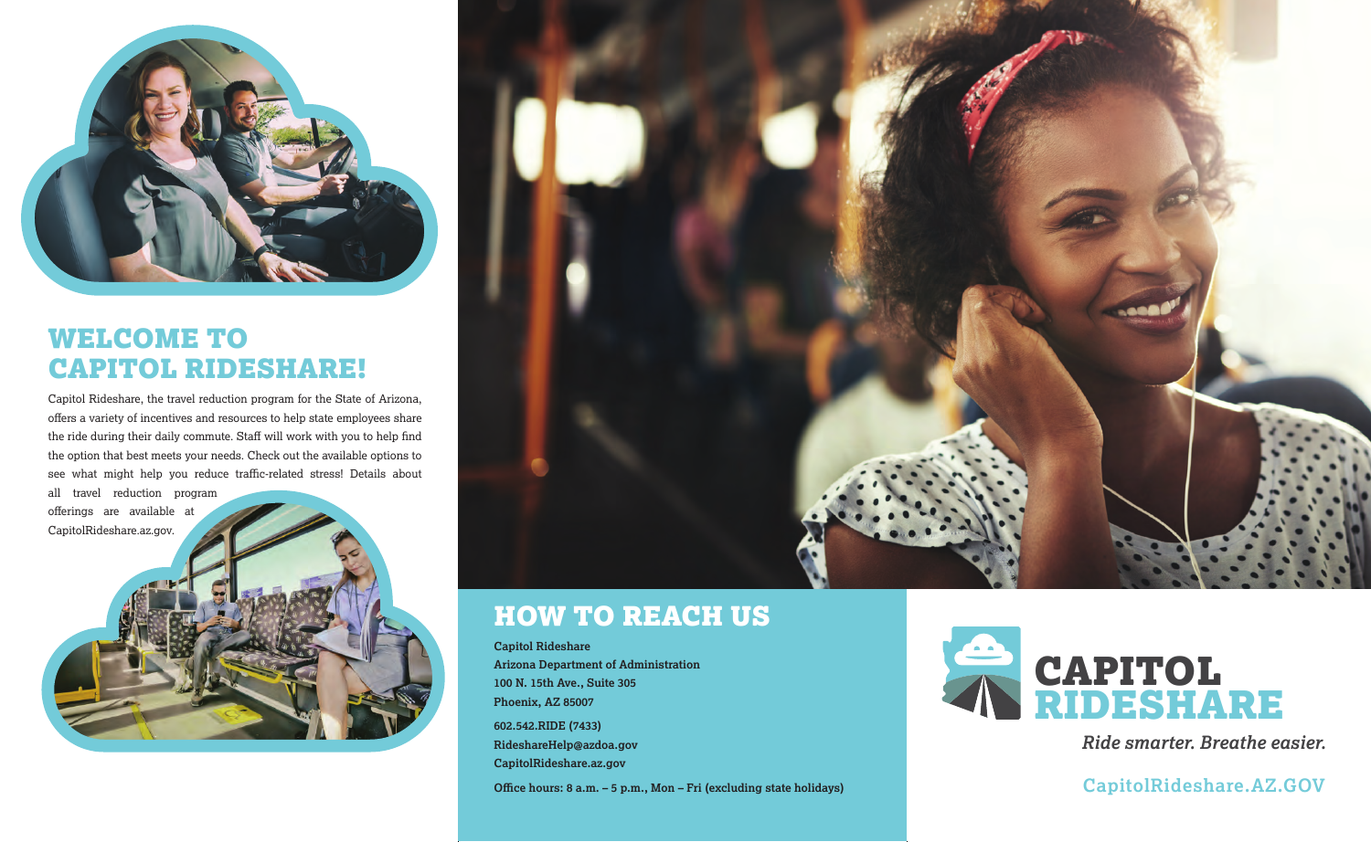## WELCOME TO CAPITOL RIDESHARE!

Capitol Rideshare, the travel reduction program for the State of Arizona, offers a variety of incentives and resources to help state employees share the ride during their daily commute. Staff will work with you to help find the option that best meets your needs. Check out the available options to see what might help you reduce traffic-related stress! Details about all travel reduction program offerings are available at CapitolRideshare.az.gov.

## HOW TO REACH US

**Capitol Rideshare**
**Arizona Department of Administration**
**100 N. 15th Ave., Suite 305**
**Phoenix, AZ 85007**

**602.542.RIDE (7433)**
**RideshareHelp@azdoa.gov**
**CapitolRideshare.az.gov**

**Office hours: 8 a.m. – 5 p.m., Mon – Fri (excluding state holidays)**

**CAPITOL RIDESHARE**

*Ride smarter. Breathe easier.*

CapitolRideshare.AZ.GOV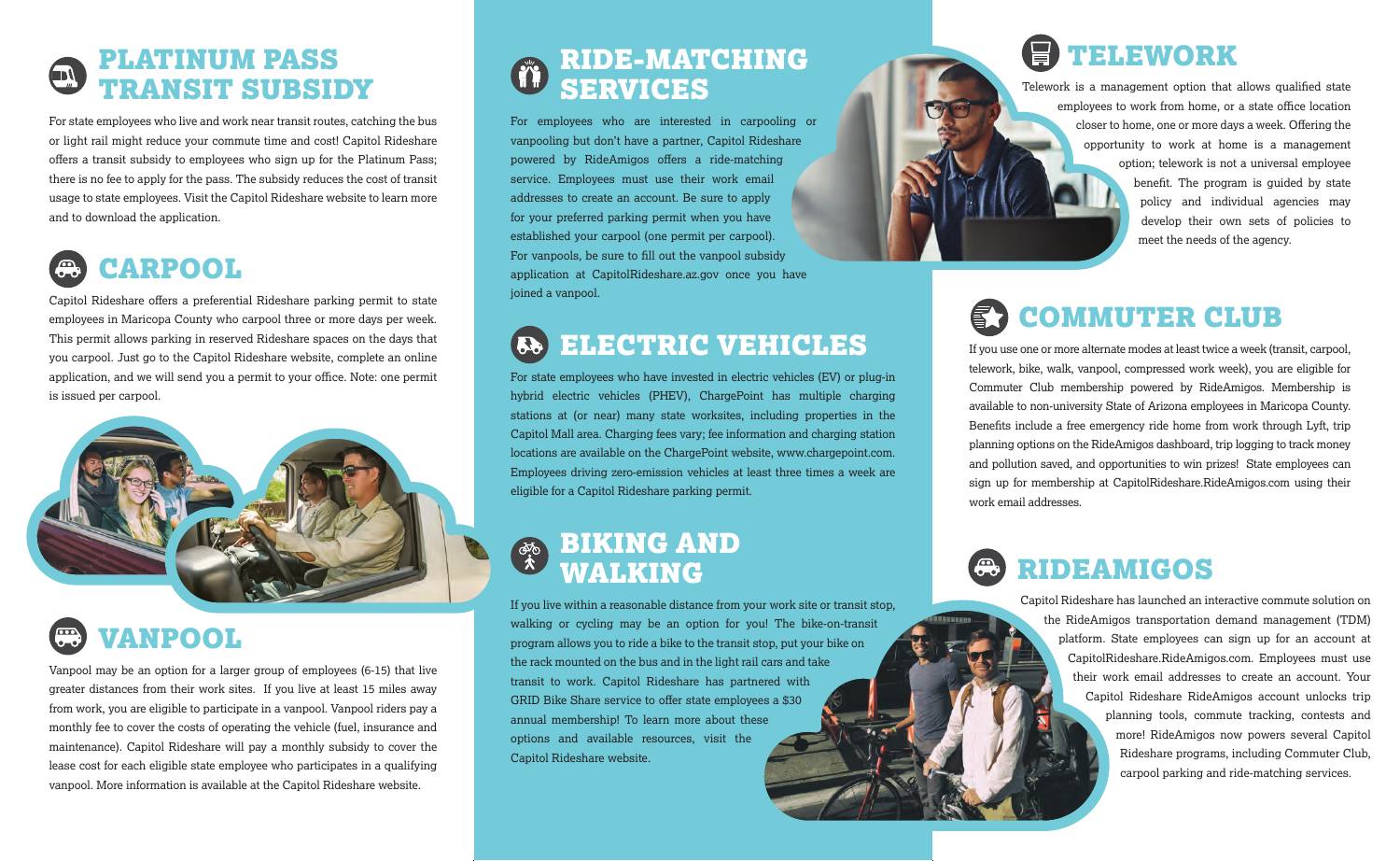## PLATINUM PASS TRANSIT SUBSIDY

For state employees who live and work near transit routes, catching the bus or light rail might reduce your commute time and cost! Capitol Rideshare offers a transit subsidy to employees who sign up for the Platinum Pass; there is no fee to apply for the pass. The subsidy reduces the cost of transit usage to state employees. Visit the Capitol Rideshare website to learn more and to download the application.

## CARPOOL

Capitol Rideshare offers a preferential Rideshare parking permit to state employees in Maricopa County who carpool three or more days per week. This permit allows parking in reserved Rideshare spaces on the days that you carpool. Just go to the Capitol Rideshare website, complete an online application, and we will send you a permit to your office. Note: one permit is issued per carpool.

## VANPOOL

Vanpool may be an option for a larger group of employees (6-15) that live greater distances from their work sites. If you live at least 15 miles away from work, you are eligible to participate in a vanpool. Vanpool riders pay a monthly fee to cover the costs of operating the vehicle (fuel, insurance and maintenance). Capitol Rideshare will pay a monthly subsidy to cover the lease cost for each eligible state employee who participates in a qualifying vanpool. More information is available at the Capitol Rideshare website.

## RIDE-MATCHING SERVICES

For employees who are interested in carpooling or vanpooling but don't have a partner, Capitol Rideshare powered by RideAmigos offers a ride-matching service. Employees must use their work email addresses to create an account. Be sure to apply for your preferred parking permit when you have established your carpool (one permit per carpool). For vanpools, be sure to fill out the vanpool subsidy application at CapitolRideshare.az.gov once you have joined a vanpool.

## ELECTRIC VEHICLES

For state employees who have invested in electric vehicles (EV) or plug-in hybrid electric vehicles (PHEV), ChargePoint has multiple charging stations at (or near) many state worksites, including properties in the Capitol Mall area. Charging fees vary; fee information and charging station locations are available on the ChargePoint website, www.chargepoint.com. Employees driving zero-emission vehicles at least three times a week are eligible for a Capitol Rideshare parking permit.

## BIKING AND WALKING

If you live within a reasonable distance from your work site or transit stop, walking or cycling may be an option for you! The bike-on-transit program allows you to ride a bike to the transit stop, put your bike on the rack mounted on the bus and in the light rail cars and take transit to work. Capitol Rideshare has partnered with GRID Bike Share service to offer state employees a $30 annual membership! To learn more about these options and available resources, visit the Capitol Rideshare website.

## TELEWORK

Telework is a management option that allows qualified state employees to work from home, or a state office location closer to home, one or more days a week. Offering the opportunity to work at home is a management option; telework is not a universal employee benefit. The program is guided by state policy and individual agencies may develop their own sets of policies to meet the needs of the agency.

## COMMUTER CLUB

If you use one or more alternate modes at least twice a week (transit, carpool, telework, bike, walk, vanpool, compressed work week), you are eligible for Commuter Club membership powered by RideAmigos. Membership is available to non-university State of Arizona employees in Maricopa County. Benefits include a free emergency ride home from work through Lyft, trip planning options on the RideAmigos dashboard, trip logging to track money and pollution saved, and opportunities to win prizes! State employees can sign up for membership at CapitolRideshare.RideAmigos.com using their work email addresses.

## RIDEAMIGOS

Capitol Rideshare has launched an interactive commute solution on the RideAmigos transportation demand management (TDM) platform. State employees can sign up for an account at CapitolRideshare.RideAmigos.com. Employees must use their work email addresses to create an account. Your Capitol Rideshare RideAmigos account unlocks trip planning tools, commute tracking, contests and more! RideAmigos now powers several Capitol Rideshare programs, including Commuter Club, carpool parking and ride-matching services.